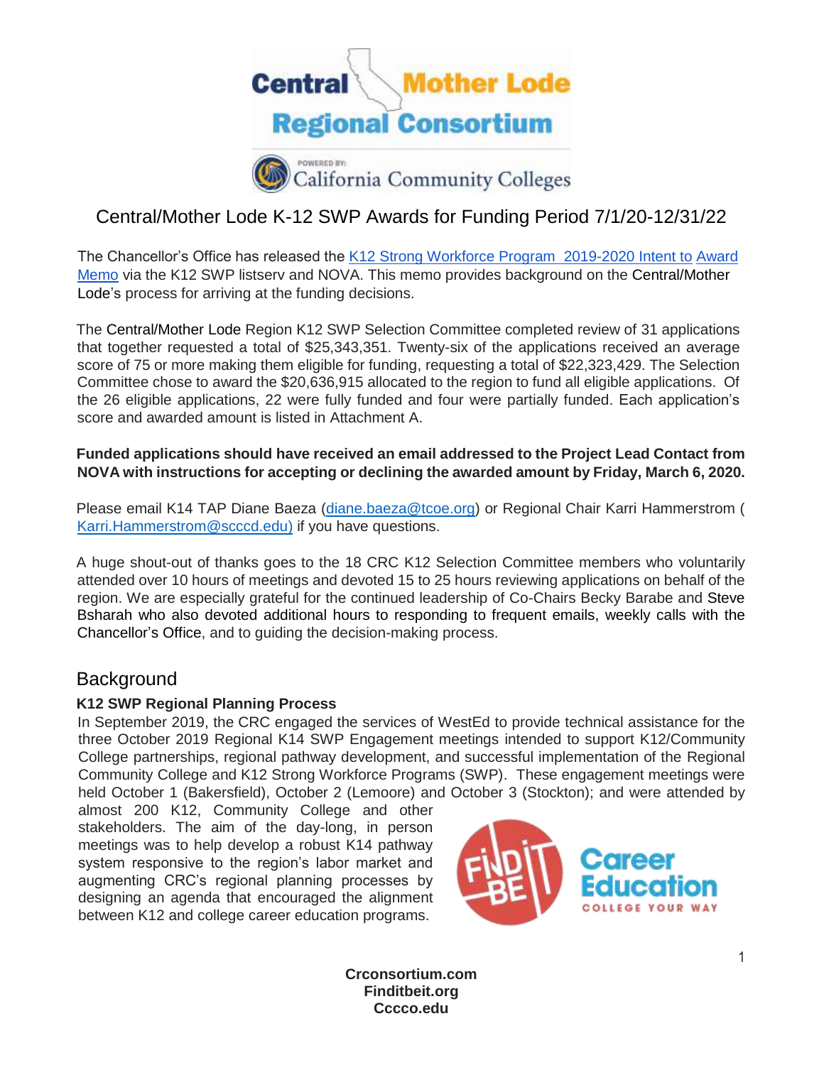# Central/Mother Lode K-12 SWP Awards for Funding Period 7/1/20-12/31/22

The Chancellor's Office has released the [K12 Strong Workforce Program 2019-2020 Intent to Award Memo] via the K12 SWP listserv and NOVA. This memo provides background on the Central/Mother Lode's process for arriving at the funding decisions.

The Central/Mother Lode Region K12 SWP Selection Committee completed review of 31 applications that together requested a total of $25,343,351. Twenty-six of the applications received an average score of 75 or more making them eligible for funding, requesting a total of $22,323,429. The Selection Committee chose to award the $20,636,915 allocated to the region to fund all eligible applications. Of the 26 eligible applications, 22 were fully funded and four were partially funded. Each application's score and awarded amount is listed in Attachment A.

**Funded applications should have received an email addressed to the Project Lead Contact from NOVA with instructions for accepting or declining the awarded amount by Friday, March 6, 2020.**

Please email K14 TAP Diane Baeza (diane.baeza@tcoe.org) or Regional Chair Karri Hammerstrom ( Karri.Hammerstrom@scccd.edu) if you have questions.

A huge shout-out of thanks goes to the 18 CRC K12 Selection Committee members who voluntarily attended over 10 hours of meetings and devoted 15 to 25 hours reviewing applications on behalf of the region. We are especially grateful for the continued leadership of Co-Chairs Becky Barabe and Steve Bsharah who also devoted additional hours to responding to frequent emails, weekly calls with the Chancellor's Office, and to guiding the decision-making process.

## Background

### K12 SWP Regional Planning Process

In September 2019, the CRC engaged the services of WestEd to provide technical assistance for the three October 2019 Regional K14 SWP Engagement meetings intended to support K12/Community College partnerships, regional pathway development, and successful implementation of the Regional Community College and K12 Strong Workforce Programs (SWP). These engagement meetings were held October 1 (Bakersfield), October 2 (Lemoore) and October 3 (Stockton); and were attended by almost 200 K12, Community College and other stakeholders. The aim of the day-long, in person meetings was to help develop a robust K14 pathway system responsive to the region's labor market and augmenting CRC's regional planning processes by designing an agenda that encouraged the alignment between K12 and college career education programs.

**Crconsortium.com**
**Finditbeit.org**
**Cccco.edu**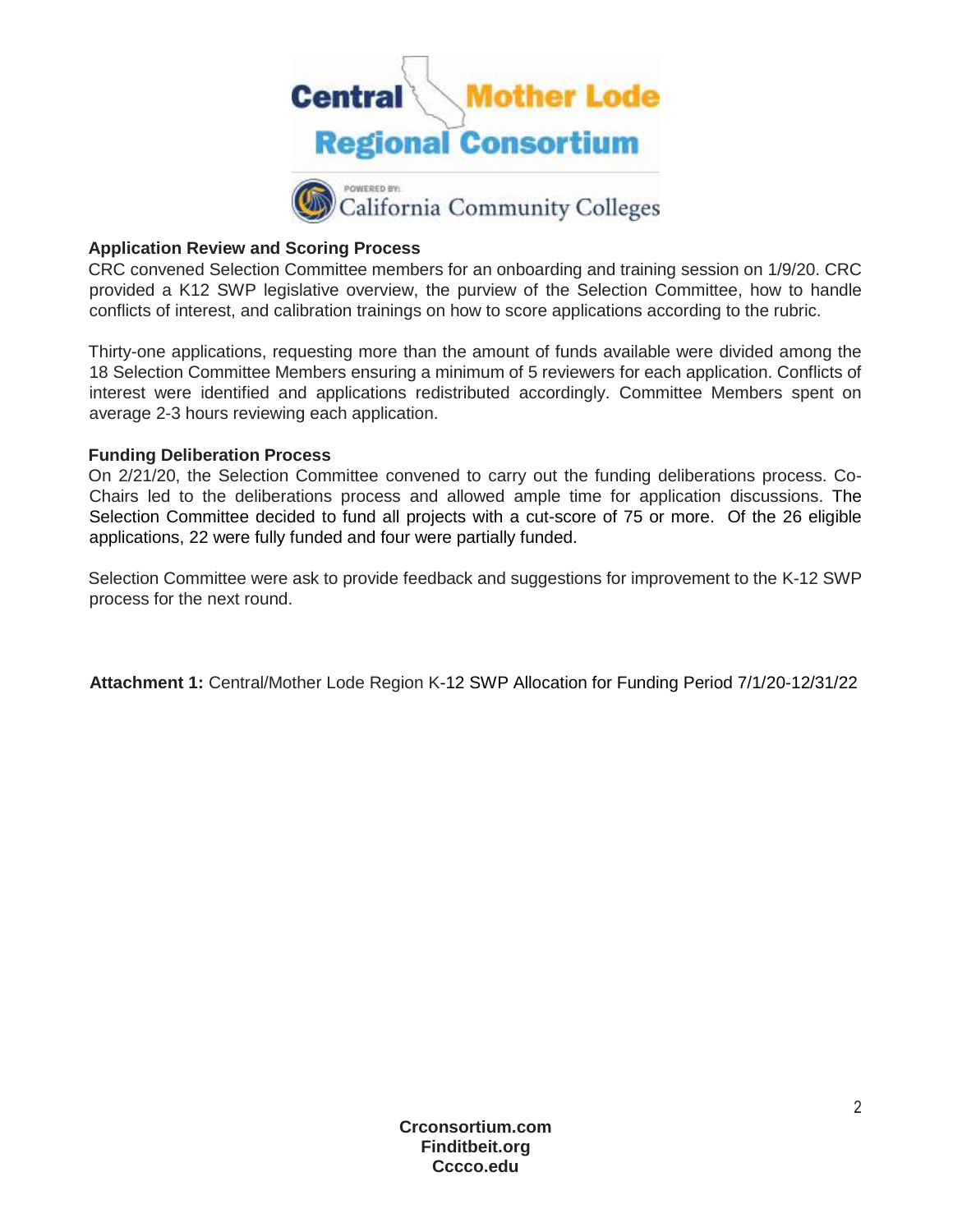**Application Review and Scoring Process**

CRC convened Selection Committee members for an onboarding and training session on 1/9/20. CRC provided a K12 SWP legislative overview, the purview of the Selection Committee, how to handle conflicts of interest, and calibration trainings on how to score applications according to the rubric.

Thirty-one applications, requesting more than the amount of funds available were divided among the 18 Selection Committee Members ensuring a minimum of 5 reviewers for each application. Conflicts of interest were identified and applications redistributed accordingly. Committee Members spent on average 2-3 hours reviewing each application.

**Funding Deliberation Process**

On 2/21/20, the Selection Committee convened to carry out the funding deliberations process. Co-Chairs led to the deliberations process and allowed ample time for application discussions. The Selection Committee decided to fund all projects with a cut-score of 75 or more. Of the 26 eligible applications, 22 were fully funded and four were partially funded.

Selection Committee were ask to provide feedback and suggestions for improvement to the K-12 SWP process for the next round.

**Attachment 1:** Central/Mother Lode Region K-12 SWP Allocation for Funding Period 7/1/20-12/31/22

**Crconsortium.com**
**Finditbeit.org**
**Cccco.edu**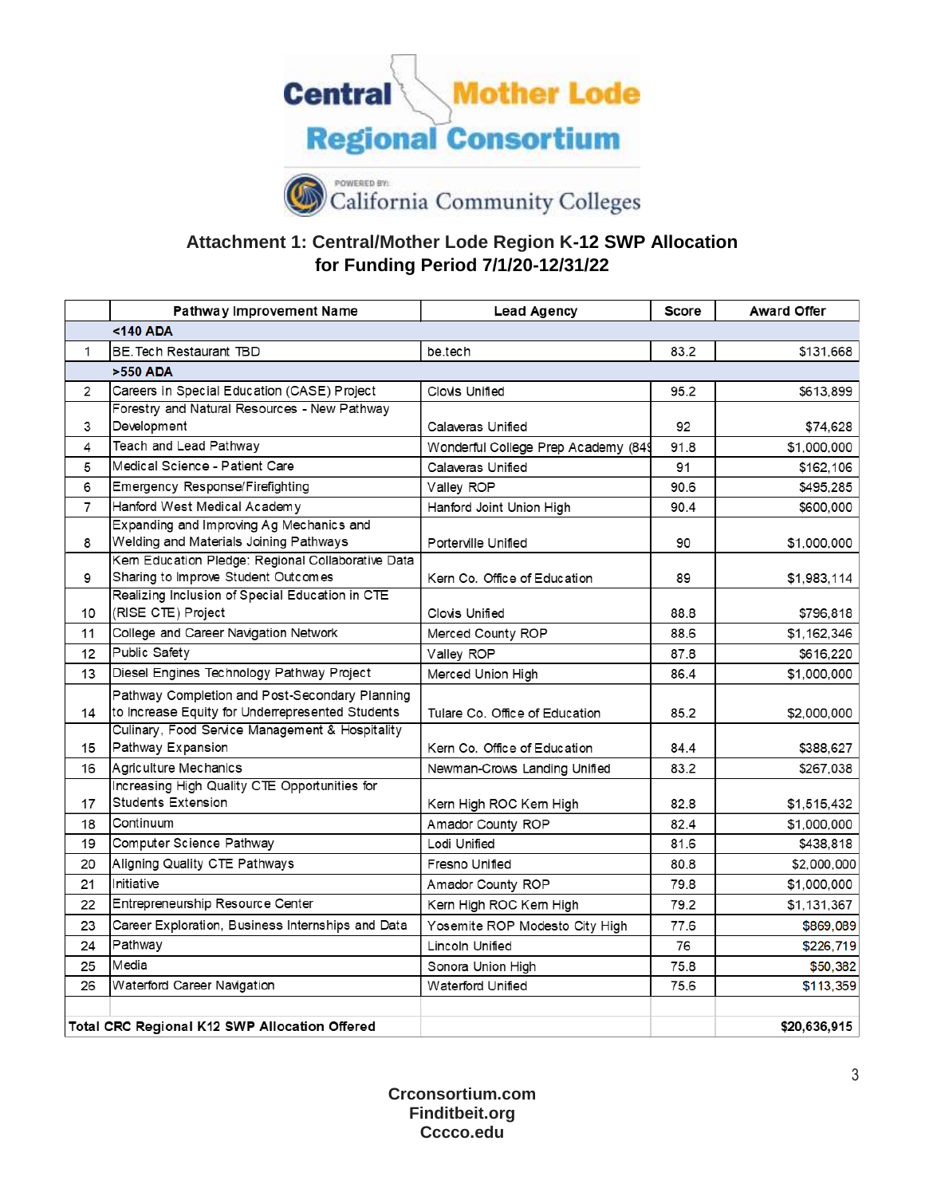Central Mother Lode Regional Consortium

POWERED BY: California Community Colleges

## Attachment 1: Central/Mother Lode Region K-12 SWP Allocation for Funding Period 7/1/20-12/31/22

| | Pathway Improvement Name | Lead Agency | Score | Award Offer |
|---|---|---|---|---|
| | **<140 ADA** | | | |
| 1 | BE.Tech Restaurant TBD | be.tech | 83.2 | $131,668 |
| | **>550 ADA** | | | |
| 2 | Careers in Special Education (CASE) Project | Clovis Unified | 95.2 | $613,899 |
| 3 | Forestry and Natural Resources - New Pathway Development | Calaveras Unified | 92 | $74,628 |
| 4 | Teach and Lead Pathway | Wonderful College Prep Academy (849 | 91.8 | $1,000,000 |
| 5 | Medical Science - Patient Care | Calaveras Unified | 91 | $162,106 |
| 6 | Emergency Response/Firefighting | Valley ROP | 90.6 | $495,285 |
| 7 | Hanford West Medical Academy | Hanford Joint Union High | 90.4 | $600,000 |
| 8 | Expanding and Improving Ag Mechanics and Welding and Materials Joining Pathways | Porterville Unified | 90 | $1,000,000 |
| 9 | Kern Education Pledge: Regional Collaborative Data Sharing to Improve Student Outcomes | Kern Co. Office of Education | 89 | $1,983,114 |
| 10 | Realizing Inclusion of Special Education in CTE (RISE CTE) Project | Clovis Unified | 88.8 | $796,818 |
| 11 | College and Career Navigation Network | Merced County ROP | 88.6 | $1,162,346 |
| 12 | Public Safety | Valley ROP | 87.8 | $616,220 |
| 13 | Diesel Engines Technology Pathway Project | Merced Union High | 86.4 | $1,000,000 |
| 14 | Pathway Completion and Post-Secondary Planning to Increase Equity for Underrepresented Students | Tulare Co. Office of Education | 85.2 | $2,000,000 |
| 15 | Culinary, Food Service Management & Hospitality Pathway Expansion | Kern Co. Office of Education | 84.4 | $388,627 |
| 16 | Agriculture Mechanics | Newman-Crows Landing Unified | 83.2 | $267,038 |
| 17 | Increasing High Quality CTE Opportunities for Students Extension | Kern High ROC Kern High | 82.8 | $1,515,432 |
| 18 | Continuum | Amador County ROP | 82.4 | $1,000,000 |
| 19 | Computer Science Pathway | Lodi Unified | 81.6 | $438,818 |
| 20 | Aligning Quality CTE Pathways | Fresno Unified | 80.8 | $2,000,000 |
| 21 | Initiative | Amador County ROP | 79.8 | $1,000,000 |
| 22 | Entrepreneurship Resource Center | Kern High ROC Kern High | 79.2 | $1,131,367 |
| 23 | Career Exploration, Business Internships and Data | Yosemite ROP Modesto City High | 77.6 | $869,089 |
| 24 | Pathway | Lincoln Unified | 76 | $226,719 |
| 25 | Media | Sonora Union High | 75.8 | $50,382 |
| 26 | Waterford Career Navigation | Waterford Unified | 75.6 | $113,359 |
| | | | | |
| **Total CRC Regional K12 SWP Allocation Offered** | | | | **$20,636,915** |

**Crconsortium.com**
**Finditbeit.org**
**Cccco.edu**